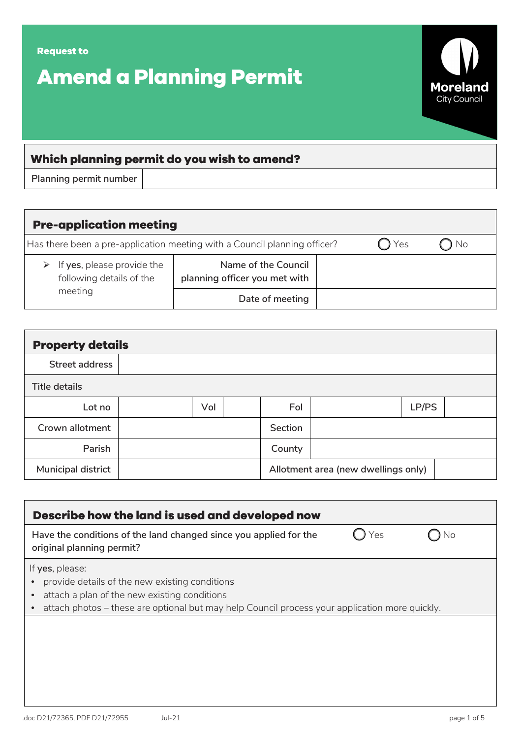Request to

# Amend a Planning Permit

Moreland City Council

## Which planning permit do you wish to amend?

| Planning permit number | |
|---|---|

## Pre-application meeting

| Has there been a pre-application meeting with a Council planning officer? | | ◯ Yes ◯ No |
|---|---|---|
| ➢ If **yes**, please provide the following details of the meeting | Name of the Council planning officer you met with | |
| | Date of meeting | |

## Property details

| Street address | | | | | | | |
|---|---|---|---|---|---|---|---|
| Title details | | | | | | | |
| Lot no | | Vol | | Fol | | LP/PS | |
| Crown allotment | | | | Section | | | |
| Parish | | | | County | | | |
| Municipal district | | | | Allotment area (new dwellings only) | | | |

## Describe how the land is used and developed now

Have the conditions of the land changed since you applied for the original planning permit? ◯ Yes ◯ No

If **yes**, please:

- provide details of the new existing conditions
- attach a plan of the new existing conditions
- attach photos – these are optional but may help Council process your application more quickly.

.doc D21/72365, PDF D21/72955 Jul-21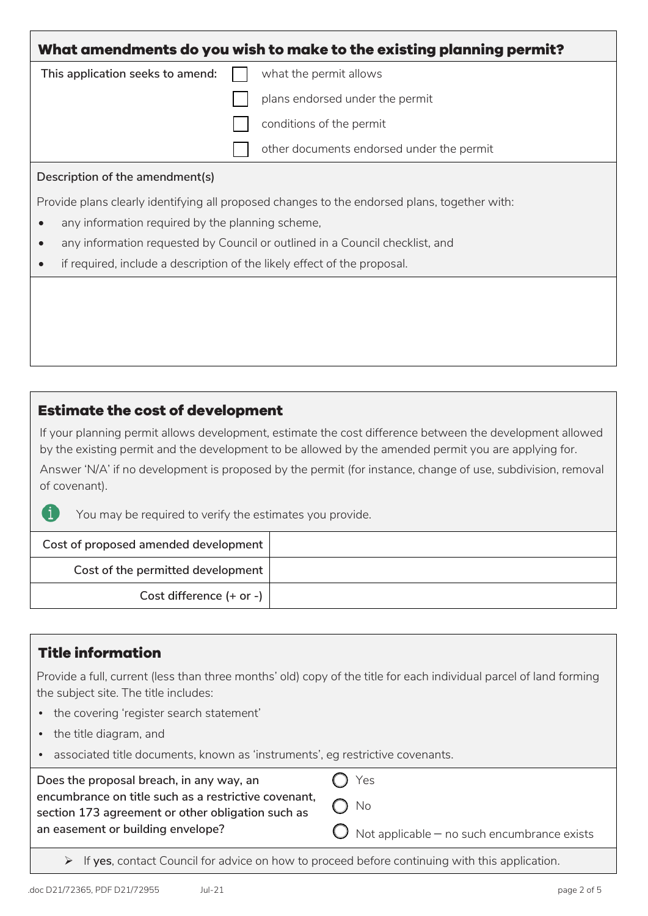## What amendments do you wish to make to the existing planning permit?

This application seeks to amend:

- ☐ what the permit allows
- ☐ plans endorsed under the permit
- ☐ conditions of the permit
- ☐ other documents endorsed under the permit

**Description of the amendment(s)**

Provide plans clearly identifying all proposed changes to the endorsed plans, together with:

- any information required by the planning scheme,
- any information requested by Council or outlined in a Council checklist, and
- if required, include a description of the likely effect of the proposal.

## Estimate the cost of development

If your planning permit allows development, estimate the cost difference between the development allowed by the existing permit and the development to be allowed by the amended permit you are applying for.

Answer 'N/A' if no development is proposed by the permit (for instance, change of use, subdivision, removal of covenant).

You may be required to verify the estimates you provide.

| | |
|---|---|
| Cost of proposed amended development | |
| Cost of the permitted development | |
| Cost difference (+ or -) | |

## Title information

Provide a full, current (less than three months' old) copy of the title for each individual parcel of land forming the subject site. The title includes:

- the covering 'register search statement'
- the title diagram, and
- associated title documents, known as 'instruments', eg restrictive covenants.

**Does the proposal breach, in any way, an encumbrance on title such as a restrictive covenant, section 173 agreement or other obligation such as an easement or building envelope?**

- ◯ Yes
- ◯ No
- ◯ Not applicable – no such encumbrance exists

➢ If **yes**, contact Council for advice on how to proceed before continuing with this application.

.doc D21/72365, PDF D21/72955 Jul-21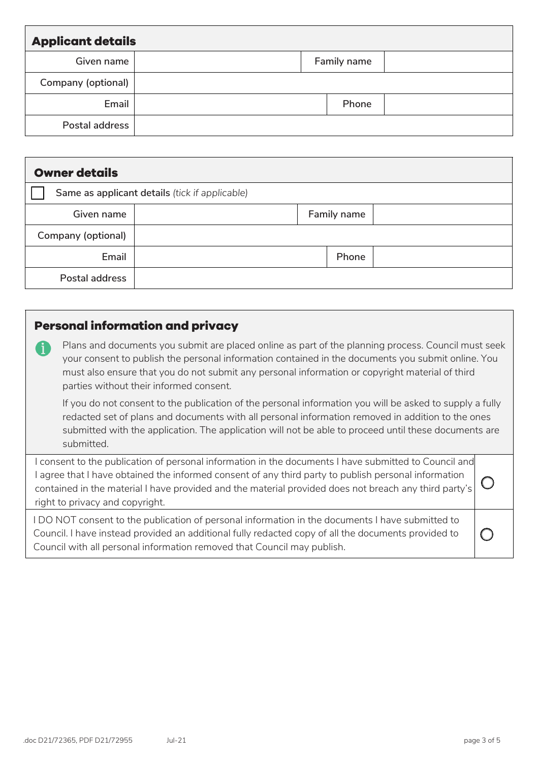## Applicant details

| | | | |
|---|---|---|---|
| Given name | | Family name | |
| Company (optional) | | | |
| Email | | Phone | |
| Postal address | | | |

## Owner details

☐ Same as applicant details *(tick if applicable)*

| | | | |
|---|---|---|---|
| Given name | | Family name | |
| Company (optional) | | | |
| Email | | Phone | |
| Postal address | | | |

## Personal information and privacy

Plans and documents you submit are placed online as part of the planning process. Council must seek your consent to publish the personal information contained in the documents you submit online. You must also ensure that you do not submit any personal information or copyright material of third parties without their informed consent.

If you do not consent to the publication of the personal information you will be asked to supply a fully redacted set of plans and documents with all personal information removed in addition to the ones submitted with the application. The application will not be able to proceed until these documents are submitted.

| | |
|---|---|
| I consent to the publication of personal information in the documents I have submitted to Council and I agree that I have obtained the informed consent of any third party to publish personal information contained in the material I have provided and the material provided does not breach any third party's right to privacy and copyright. | ○ |
| I DO NOT consent to the publication of personal information in the documents I have submitted to Council. I have instead provided an additional fully redacted copy of all the documents provided to Council with all personal information removed that Council may publish. | ○ |

.doc D21/72365, PDF D21/72955 Jul-21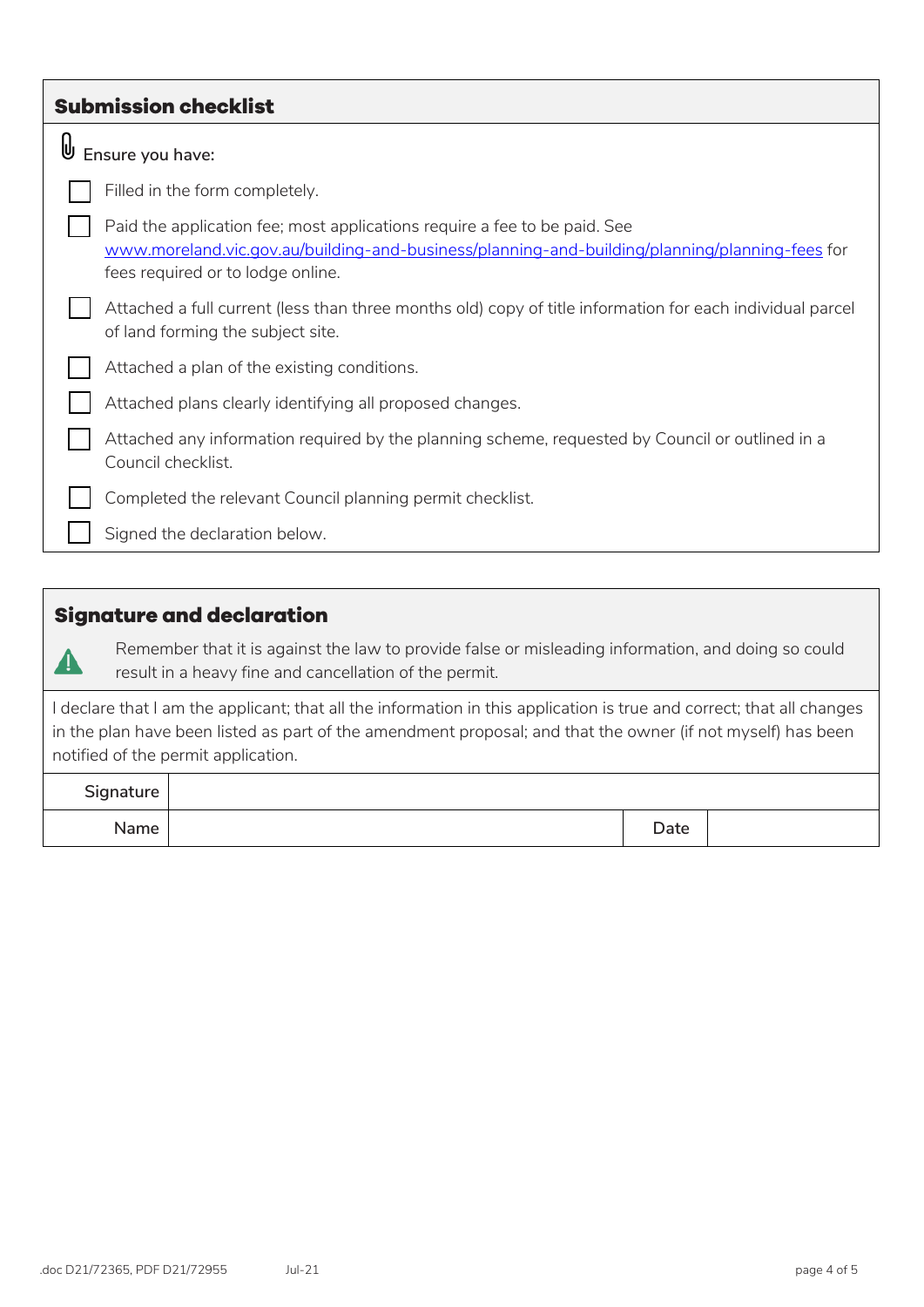## Submission checklist

**Ensure you have:**

- [ ] Filled in the form completely.
- [ ] Paid the application fee; most applications require a fee to be paid. See www.moreland.vic.gov.au/building-and-business/planning-and-building/planning/planning-fees for fees required or to lodge online.
- [ ] Attached a full current (less than three months old) copy of title information for each individual parcel of land forming the subject site.
- [ ] Attached a plan of the existing conditions.
- [ ] Attached plans clearly identifying all proposed changes.
- [ ] Attached any information required by the planning scheme, requested by Council or outlined in a Council checklist.
- [ ] Completed the relevant Council planning permit checklist.
- [ ] Signed the declaration below.

## Signature and declaration

Remember that it is against the law to provide false or misleading information, and doing so could result in a heavy fine and cancellation of the permit.

I declare that I am the applicant; that all the information in this application is true and correct; that all changes in the plan have been listed as part of the amendment proposal; and that the owner (if not myself) has been notified of the permit application.

| Signature | | | |
|---|---|---|---|
| Name | | Date | |

.doc D21/72365, PDF D21/72955 Jul-21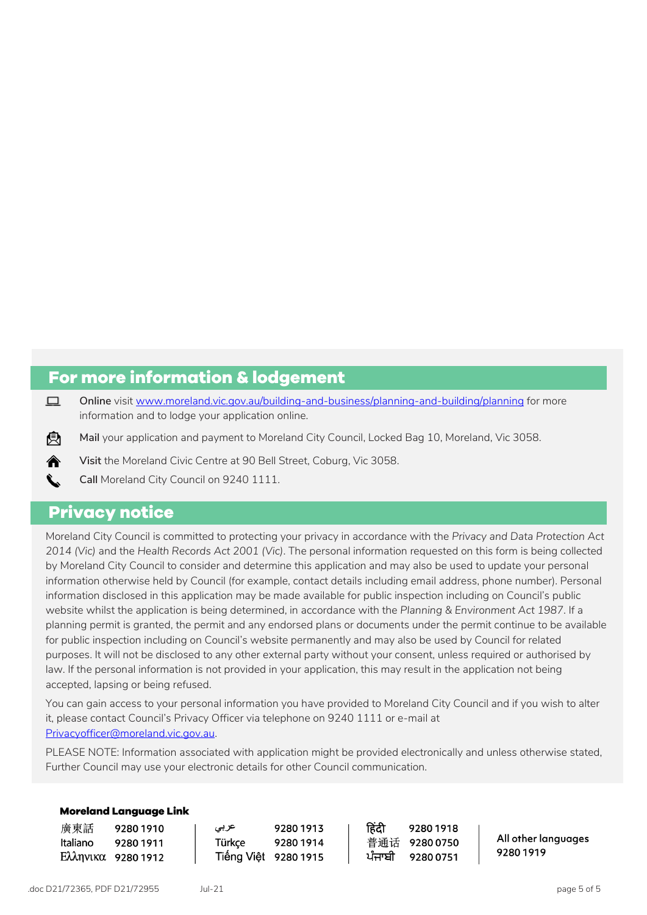## For more information & lodgement

- **Online** visit [www.moreland.vic.gov.au/building-and-business/planning-and-building/planning](http://www.moreland.vic.gov.au/building-and-business/planning-and-building/planning) for more information and to lodge your application online.
- **Mail** your application and payment to Moreland City Council, Locked Bag 10, Moreland, Vic 3058.
- **Visit** the Moreland Civic Centre at 90 Bell Street, Coburg, Vic 3058.
- **Call** Moreland City Council on 9240 1111.

## Privacy notice

Moreland City Council is committed to protecting your privacy in accordance with the *Privacy and Data Protection Act 2014 (Vic)* and the *Health Records Act 2001 (Vic)*. The personal information requested on this form is being collected by Moreland City Council to consider and determine this application and may also be used to update your personal information otherwise held by Council (for example, contact details including email address, phone number). Personal information disclosed in this application may be made available for public inspection including on Council's public website whilst the application is being determined, in accordance with the *Planning & Environment Act 1987*. If a planning permit is granted, the permit and any endorsed plans or documents under the permit continue to be available for public inspection including on Council's website permanently and may also be used by Council for related purposes. It will not be disclosed to any other external party without your consent, unless required or authorised by law. If the personal information is not provided in your application, this may result in the application not being accepted, lapsing or being refused.

You can gain access to your personal information you have provided to Moreland City Council and if you wish to alter it, please contact Council's Privacy Officer via telephone on 9240 1111 or e-mail at [Privacyofficer@moreland.vic.gov.au](mailto:Privacyofficer@moreland.vic.gov.au).

PLEASE NOTE: Information associated with application might be provided electronically and unless otherwise stated, Further Council may use your electronic details for other Council communication.

**Moreland Language Link**

| | | | | | | |
|---|---|---|---|---|---|---|
| 廣東話 | 9280 1910 | عربي | 9280 1913 | हिंदी | 9280 1918 | All other languages 9280 1919 |
| Italiano | 9280 1911 | Türkçe | 9280 1914 | 普通话 | 9280 0750 | |
| Ελληνικα | 9280 1912 | Tiếng Việt | 9280 1915 | ਪੰਜਾਬੀ | 9280 0751 | |

.doc D21/72365, PDF D21/72955 Jul-21